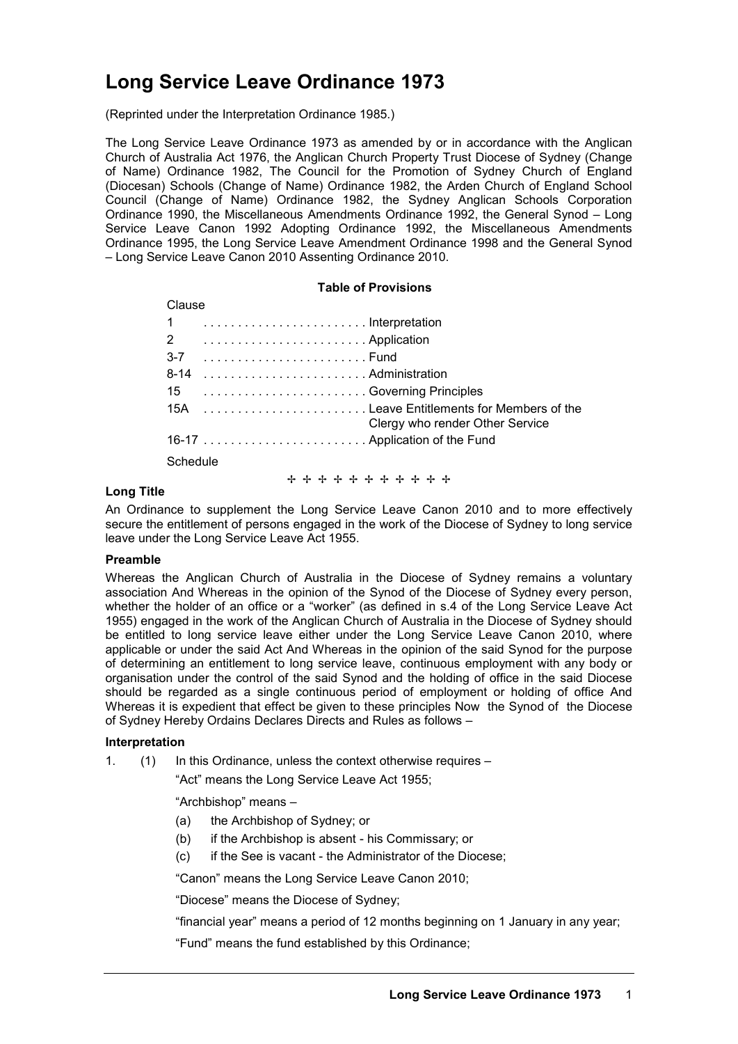# Long Service Leave Ordinance 1973

(Reprinted under the Interpretation Ordinance 1985.)

The Long Service Leave Ordinance 1973 as amended by or in accordance with the Anglican Church of Australia Act 1976, the Anglican Church Property Trust Diocese of Sydney (Change of Name) Ordinance 1982, The Council for the Promotion of Sydney Church of England (Diocesan) Schools (Change of Name) Ordinance 1982, the Arden Church of England School Council (Change of Name) Ordinance 1982, the Sydney Anglican Schools Corporation Ordinance 1990, the Miscellaneous Amendments Ordinance 1992, the General Synod – Long Service Leave Canon 1992 Adopting Ordinance 1992, the Miscellaneous Amendments Ordinance 1995, the Long Service Leave Amendment Ordinance 1998 and the General Synod – Long Service Leave Canon 2010 Assenting Ordinance 2010.

**Table of Provisions**

| Clause | |
|---|---|
| 1 | Interpretation |
| 2 | Application |
| 3-7 | Fund |
| 8-14 | Administration |
| 15 | Governing Principles |
| 15A | Leave Entitlements for Members of the Clergy who render Other Service |
| 16-17 | Application of the Fund |
| Schedule | |

✣ ✣ ✣ ✣ ✣ ✣ ✣ ✣ ✣ ✣ ✣

**Long Title**

An Ordinance to supplement the Long Service Leave Canon 2010 and to more effectively secure the entitlement of persons engaged in the work of the Diocese of Sydney to long service leave under the Long Service Leave Act 1955.

**Preamble**

Whereas the Anglican Church of Australia in the Diocese of Sydney remains a voluntary association And Whereas in the opinion of the Synod of the Diocese of Sydney every person, whether the holder of an office or a "worker" (as defined in s.4 of the Long Service Leave Act 1955) engaged in the work of the Anglican Church of Australia in the Diocese of Sydney should be entitled to long service leave either under the Long Service Leave Canon 2010, where applicable or under the said Act And Whereas in the opinion of the said Synod for the purpose of determining an entitlement to long service leave, continuous employment with any body or organisation under the control of the said Synod and the holding of office in the said Diocese should be regarded as a single continuous period of employment or holding of office And Whereas it is expedient that effect be given to these principles Now the Synod of the Diocese of Sydney Hereby Ordains Declares Directs and Rules as follows –

**Interpretation**

1. (1) In this Ordinance, unless the context otherwise requires –

   "Act" means the Long Service Leave Act 1955;

   "Archbishop" means –

   (a) the Archbishop of Sydney; or

   (b) if the Archbishop is absent - his Commissary; or

   (c) if the See is vacant - the Administrator of the Diocese;

   "Canon" means the Long Service Leave Canon 2010;

   "Diocese" means the Diocese of Sydney;

   "financial year" means a period of 12 months beginning on 1 January in any year;

   "Fund" means the fund established by this Ordinance;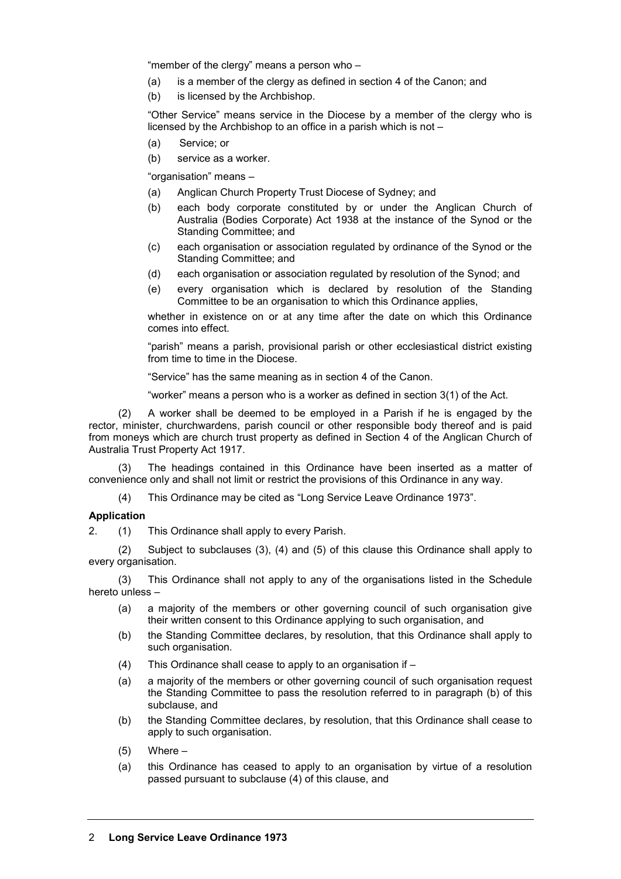"member of the clergy" means a person who –

(a) is a member of the clergy as defined in section 4 of the Canon; and

(b) is licensed by the Archbishop.

"Other Service" means service in the Diocese by a member of the clergy who is licensed by the Archbishop to an office in a parish which is not –

(a) Service; or

(b) service as a worker.

"organisation" means –

(a) Anglican Church Property Trust Diocese of Sydney; and

(b) each body corporate constituted by or under the Anglican Church of Australia (Bodies Corporate) Act 1938 at the instance of the Synod or the Standing Committee; and

(c) each organisation or association regulated by ordinance of the Synod or the Standing Committee; and

(d) each organisation or association regulated by resolution of the Synod; and

(e) every organisation which is declared by resolution of the Standing Committee to be an organisation to which this Ordinance applies,

whether in existence on or at any time after the date on which this Ordinance comes into effect.

"parish" means a parish, provisional parish or other ecclesiastical district existing from time to time in the Diocese.

"Service" has the same meaning as in section 4 of the Canon.

"worker" means a person who is a worker as defined in section 3(1) of the Act.

(2) A worker shall be deemed to be employed in a Parish if he is engaged by the rector, minister, churchwardens, parish council or other responsible body thereof and is paid from moneys which are church trust property as defined in Section 4 of the Anglican Church of Australia Trust Property Act 1917.

(3) The headings contained in this Ordinance have been inserted as a matter of convenience only and shall not limit or restrict the provisions of this Ordinance in any way.

(4) This Ordinance may be cited as "Long Service Leave Ordinance 1973".

**Application**

2. (1) This Ordinance shall apply to every Parish.

(2) Subject to subclauses (3), (4) and (5) of this clause this Ordinance shall apply to every organisation.

(3) This Ordinance shall not apply to any of the organisations listed in the Schedule hereto unless –

(a) a majority of the members or other governing council of such organisation give their written consent to this Ordinance applying to such organisation, and

(b) the Standing Committee declares, by resolution, that this Ordinance shall apply to such organisation.

(4) This Ordinance shall cease to apply to an organisation if –

(a) a majority of the members or other governing council of such organisation request the Standing Committee to pass the resolution referred to in paragraph (b) of this subclause, and

(b) the Standing Committee declares, by resolution, that this Ordinance shall cease to apply to such organisation.

(5) Where –

(a) this Ordinance has ceased to apply to an organisation by virtue of a resolution passed pursuant to subclause (4) of this clause, and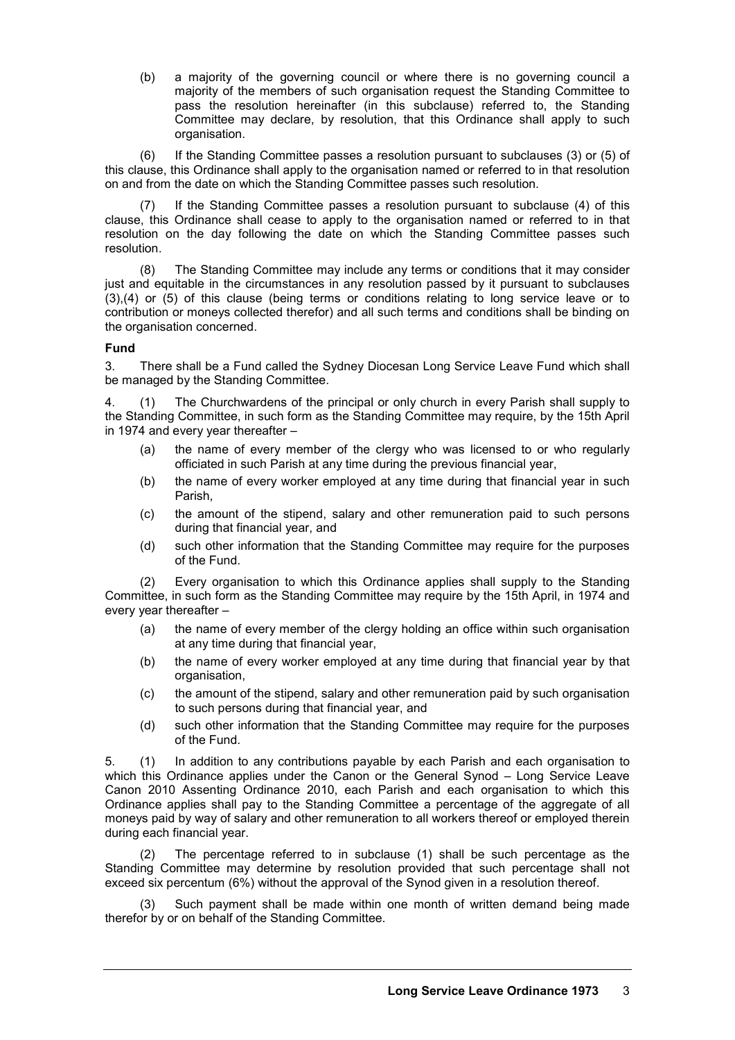(b) a majority of the governing council or where there is no governing council a majority of the members of such organisation request the Standing Committee to pass the resolution hereinafter (in this subclause) referred to, the Standing Committee may declare, by resolution, that this Ordinance shall apply to such organisation.

(6) If the Standing Committee passes a resolution pursuant to subclauses (3) or (5) of this clause, this Ordinance shall apply to the organisation named or referred to in that resolution on and from the date on which the Standing Committee passes such resolution.

(7) If the Standing Committee passes a resolution pursuant to subclause (4) of this clause, this Ordinance shall cease to apply to the organisation named or referred to in that resolution on the day following the date on which the Standing Committee passes such resolution.

(8) The Standing Committee may include any terms or conditions that it may consider just and equitable in the circumstances in any resolution passed by it pursuant to subclauses (3),(4) or (5) of this clause (being terms or conditions relating to long service leave or to contribution or moneys collected therefor) and all such terms and conditions shall be binding on the organisation concerned.

**Fund**

3. There shall be a Fund called the Sydney Diocesan Long Service Leave Fund which shall be managed by the Standing Committee.

4. (1) The Churchwardens of the principal or only church in every Parish shall supply to the Standing Committee, in such form as the Standing Committee may require, by the 15th April in 1974 and every year thereafter –

(a) the name of every member of the clergy who was licensed to or who regularly officiated in such Parish at any time during the previous financial year,

(b) the name of every worker employed at any time during that financial year in such Parish,

(c) the amount of the stipend, salary and other remuneration paid to such persons during that financial year, and

(d) such other information that the Standing Committee may require for the purposes of the Fund.

(2) Every organisation to which this Ordinance applies shall supply to the Standing Committee, in such form as the Standing Committee may require by the 15th April, in 1974 and every year thereafter –

(a) the name of every member of the clergy holding an office within such organisation at any time during that financial year,

(b) the name of every worker employed at any time during that financial year by that organisation,

(c) the amount of the stipend, salary and other remuneration paid by such organisation to such persons during that financial year, and

(d) such other information that the Standing Committee may require for the purposes of the Fund.

5. (1) In addition to any contributions payable by each Parish and each organisation to which this Ordinance applies under the Canon or the General Synod – Long Service Leave Canon 2010 Assenting Ordinance 2010, each Parish and each organisation to which this Ordinance applies shall pay to the Standing Committee a percentage of the aggregate of all moneys paid by way of salary and other remuneration to all workers thereof or employed therein during each financial year.

(2) The percentage referred to in subclause (1) shall be such percentage as the Standing Committee may determine by resolution provided that such percentage shall not exceed six percentum (6%) without the approval of the Synod given in a resolution thereof.

(3) Such payment shall be made within one month of written demand being made therefor by or on behalf of the Standing Committee.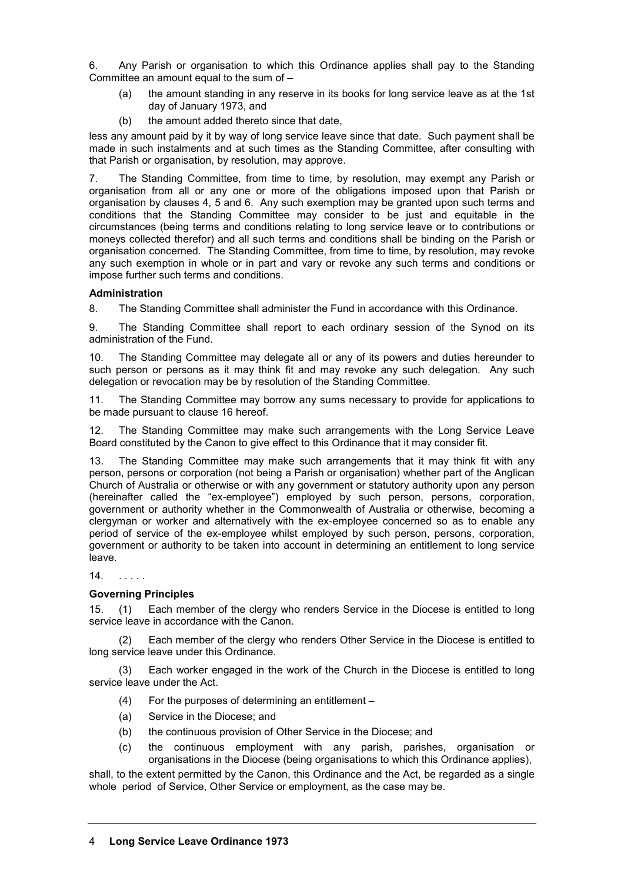6. Any Parish or organisation to which this Ordinance applies shall pay to the Standing Committee an amount equal to the sum of –

(a) the amount standing in any reserve in its books for long service leave as at the 1st day of January 1973, and

(b) the amount added thereto since that date,

less any amount paid by it by way of long service leave since that date. Such payment shall be made in such instalments and at such times as the Standing Committee, after consulting with that Parish or organisation, by resolution, may approve.

7. The Standing Committee, from time to time, by resolution, may exempt any Parish or organisation from all or any one or more of the obligations imposed upon that Parish or organisation by clauses 4, 5 and 6. Any such exemption may be granted upon such terms and conditions that the Standing Committee may consider to be just and equitable in the circumstances (being terms and conditions relating to long service leave or to contributions or moneys collected therefor) and all such terms and conditions shall be binding on the Parish or organisation concerned. The Standing Committee, from time to time, by resolution, may revoke any such exemption in whole or in part and vary or revoke any such terms and conditions or impose further such terms and conditions.

**Administration**

8. The Standing Committee shall administer the Fund in accordance with this Ordinance.

9. The Standing Committee shall report to each ordinary session of the Synod on its administration of the Fund.

10. The Standing Committee may delegate all or any of its powers and duties hereunder to such person or persons as it may think fit and may revoke any such delegation. Any such delegation or revocation may be by resolution of the Standing Committee.

11. The Standing Committee may borrow any sums necessary to provide for applications to be made pursuant to clause 16 hereof.

12. The Standing Committee may make such arrangements with the Long Service Leave Board constituted by the Canon to give effect to this Ordinance that it may consider fit.

13. The Standing Committee may make such arrangements that it may think fit with any person, persons or corporation (not being a Parish or organisation) whether part of the Anglican Church of Australia or otherwise or with any government or statutory authority upon any person (hereinafter called the "ex-employee") employed by such person, persons, corporation, government or authority whether in the Commonwealth of Australia or otherwise, becoming a clergyman or worker and alternatively with the ex-employee concerned so as to enable any period of service of the ex-employee whilst employed by such person, persons, corporation, government or authority to be taken into account in determining an entitlement to long service leave.

14. . . . . .

**Governing Principles**

15. (1) Each member of the clergy who renders Service in the Diocese is entitled to long service leave in accordance with the Canon.

(2) Each member of the clergy who renders Other Service in the Diocese is entitled to long service leave under this Ordinance.

(3) Each worker engaged in the work of the Church in the Diocese is entitled to long service leave under the Act.

(4) For the purposes of determining an entitlement –

(a) Service in the Diocese; and

(b) the continuous provision of Other Service in the Diocese; and

(c) the continuous employment with any parish, parishes, organisation or organisations in the Diocese (being organisations to which this Ordinance applies),

shall, to the extent permitted by the Canon, this Ordinance and the Act, be regarded as a single whole period of Service, Other Service or employment, as the case may be.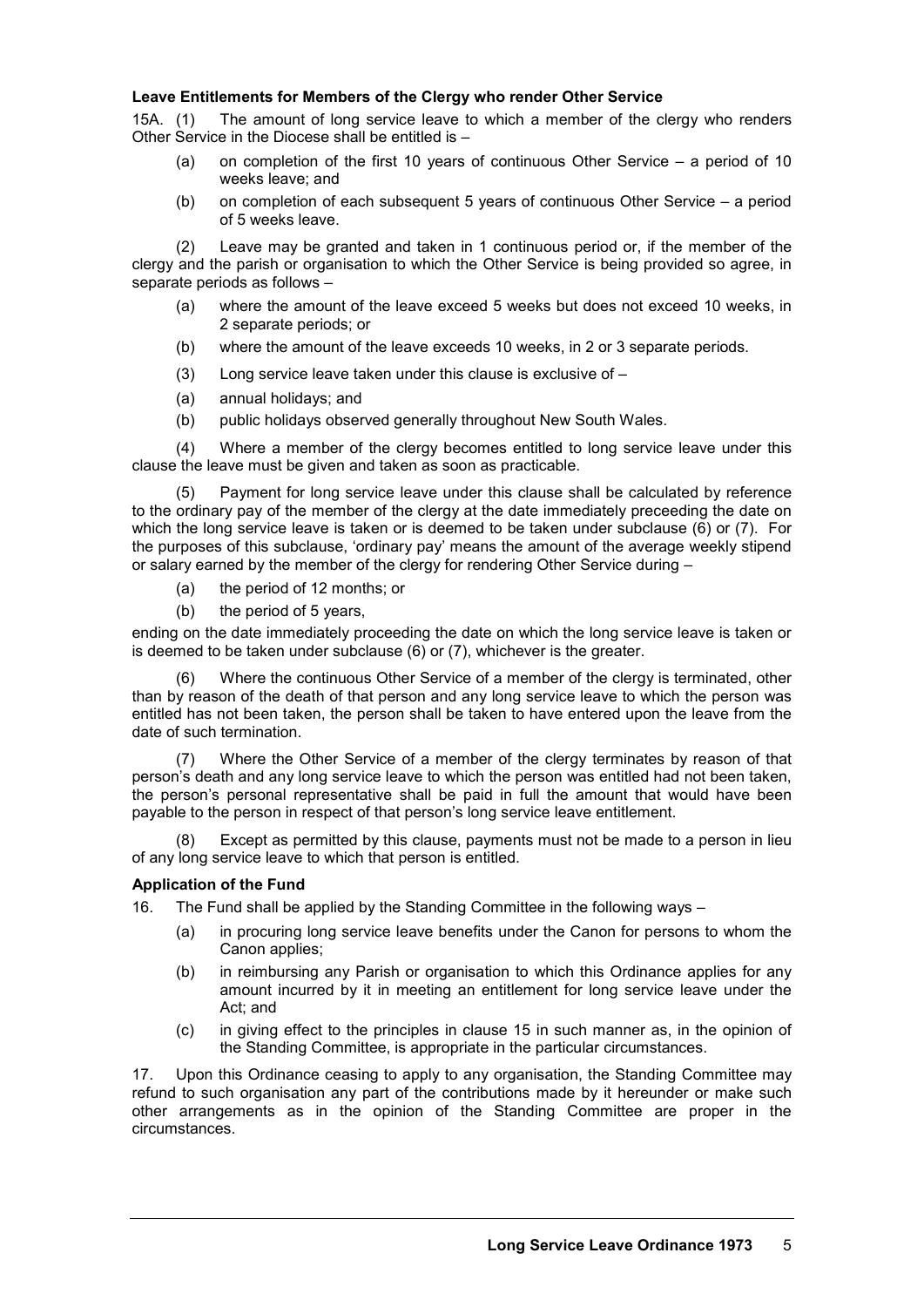**Leave Entitlements for Members of the Clergy who render Other Service**

15A. (1) The amount of long service leave to which a member of the clergy who renders Other Service in the Diocese shall be entitled is –

(a) on completion of the first 10 years of continuous Other Service – a period of 10 weeks leave; and

(b) on completion of each subsequent 5 years of continuous Other Service – a period of 5 weeks leave.

(2) Leave may be granted and taken in 1 continuous period or, if the member of the clergy and the parish or organisation to which the Other Service is being provided so agree, in separate periods as follows –

(a) where the amount of the leave exceed 5 weeks but does not exceed 10 weeks, in 2 separate periods; or

(b) where the amount of the leave exceeds 10 weeks, in 2 or 3 separate periods.

(3) Long service leave taken under this clause is exclusive of –

(a) annual holidays; and

(b) public holidays observed generally throughout New South Wales.

(4) Where a member of the clergy becomes entitled to long service leave under this clause the leave must be given and taken as soon as practicable.

(5) Payment for long service leave under this clause shall be calculated by reference to the ordinary pay of the member of the clergy at the date immediately preceeding the date on which the long service leave is taken or is deemed to be taken under subclause (6) or (7). For the purposes of this subclause, 'ordinary pay' means the amount of the average weekly stipend or salary earned by the member of the clergy for rendering Other Service during –

(a) the period of 12 months; or

(b) the period of 5 years,

ending on the date immediately proceeding the date on which the long service leave is taken or is deemed to be taken under subclause (6) or (7), whichever is the greater.

(6) Where the continuous Other Service of a member of the clergy is terminated, other than by reason of the death of that person and any long service leave to which the person was entitled has not been taken, the person shall be taken to have entered upon the leave from the date of such termination.

(7) Where the Other Service of a member of the clergy terminates by reason of that person's death and any long service leave to which the person was entitled had not been taken, the person's personal representative shall be paid in full the amount that would have been payable to the person in respect of that person's long service leave entitlement.

(8) Except as permitted by this clause, payments must not be made to a person in lieu of any long service leave to which that person is entitled.

**Application of the Fund**

16. The Fund shall be applied by the Standing Committee in the following ways –

(a) in procuring long service leave benefits under the Canon for persons to whom the Canon applies;

(b) in reimbursing any Parish or organisation to which this Ordinance applies for any amount incurred by it in meeting an entitlement for long service leave under the Act; and

(c) in giving effect to the principles in clause 15 in such manner as, in the opinion of the Standing Committee, is appropriate in the particular circumstances.

17. Upon this Ordinance ceasing to apply to any organisation, the Standing Committee may refund to such organisation any part of the contributions made by it hereunder or make such other arrangements as in the opinion of the Standing Committee are proper in the circumstances.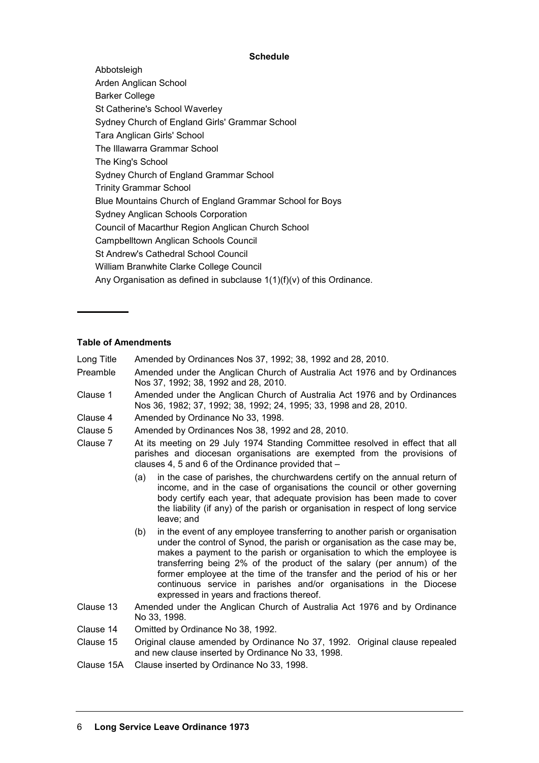## Schedule

Abbotsleigh
Arden Anglican School
Barker College
St Catherine's School Waverley
Sydney Church of England Girls' Grammar School
Tara Anglican Girls' School
The Illawarra Grammar School
The King's School
Sydney Church of England Grammar School
Trinity Grammar School
Blue Mountains Church of England Grammar School for Boys
Sydney Anglican Schools Corporation
Council of Macarthur Region Anglican Church School
Campbelltown Anglican Schools Council
St Andrew's Cathedral School Council
William Branwhite Clarke College Council
Any Organisation as defined in subclause 1(1)(f)(v) of this Ordinance.

---

## Table of Amendments

| | |
|---|---|
| Long Title | Amended by Ordinances Nos 37, 1992; 38, 1992 and 28, 2010. |
| Preamble | Amended under the Anglican Church of Australia Act 1976 and by Ordinances Nos 37, 1992; 38, 1992 and 28, 2010. |
| Clause 1 | Amended under the Anglican Church of Australia Act 1976 and by Ordinances Nos 36, 1982; 37, 1992; 38, 1992; 24, 1995; 33, 1998 and 28, 2010. |
| Clause 4 | Amended by Ordinance No 33, 1998. |
| Clause 5 | Amended by Ordinances Nos 38, 1992 and 28, 2010. |
| Clause 7 | At its meeting on 29 July 1974 Standing Committee resolved in effect that all parishes and diocesan organisations are exempted from the provisions of clauses 4, 5 and 6 of the Ordinance provided that – (a) in the case of parishes, the churchwardens certify on the annual return of income, and in the case of organisations the council or other governing body certify each year, that adequate provision has been made to cover the liability (if any) of the parish or organisation in respect of long service leave; and (b) in the event of any employee transferring to another parish or organisation under the control of Synod, the parish or organisation as the case may be, makes a payment to the parish or organisation to which the employee is transferring being 2% of the product of the salary (per annum) of the former employee at the time of the transfer and the period of his or her continuous service in parishes and/or organisations in the Diocese expressed in years and fractions thereof. |
| Clause 13 | Amended under the Anglican Church of Australia Act 1976 and by Ordinance No 33, 1998. |
| Clause 14 | Omitted by Ordinance No 38, 1992. |
| Clause 15 | Original clause amended by Ordinance No 37, 1992. Original clause repealed and new clause inserted by Ordinance No 33, 1998. |
| Clause 15A | Clause inserted by Ordinance No 33, 1998. |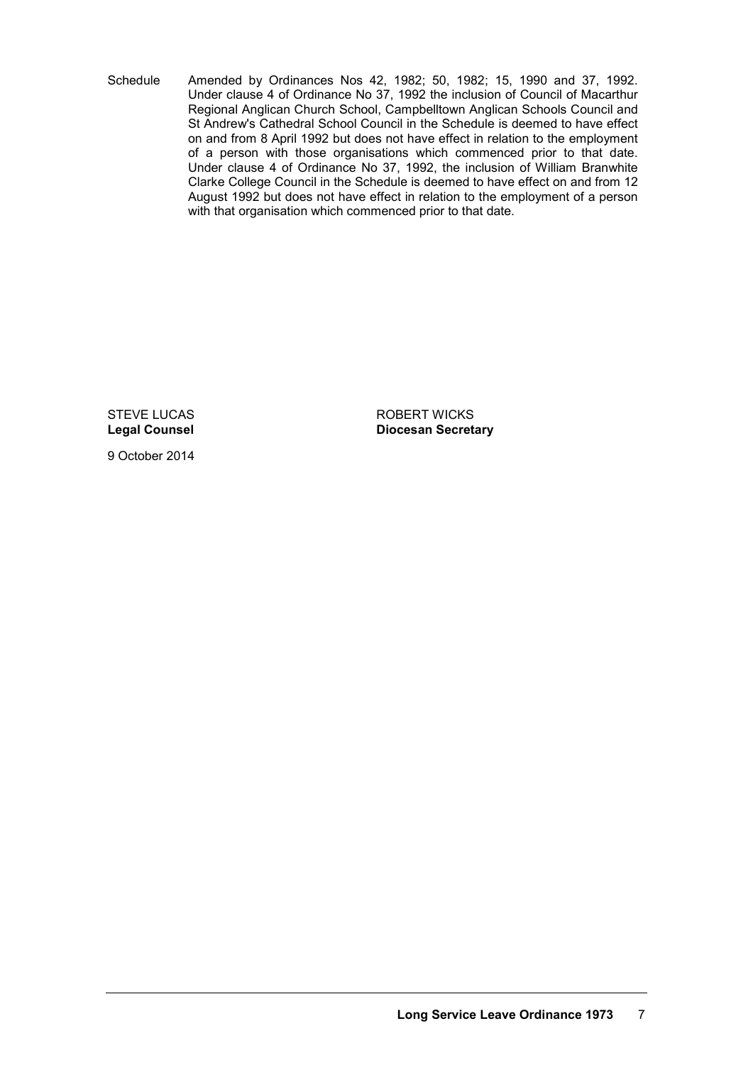Schedule Amended by Ordinances Nos 42, 1982; 50, 1982; 15, 1990 and 37, 1992. Under clause 4 of Ordinance No 37, 1992 the inclusion of Council of Macarthur Regional Anglican Church School, Campbelltown Anglican Schools Council and St Andrew's Cathedral School Council in the Schedule is deemed to have effect on and from 8 April 1992 but does not have effect in relation to the employment of a person with those organisations which commenced prior to that date. Under clause 4 of Ordinance No 37, 1992, the inclusion of William Branwhite Clarke College Council in the Schedule is deemed to have effect on and from 12 August 1992 but does not have effect in relation to the employment of a person with that organisation which commenced prior to that date.

STEVE LUCAS
**Legal Counsel**

ROBERT WICKS
**Diocesan Secretary**

9 October 2014